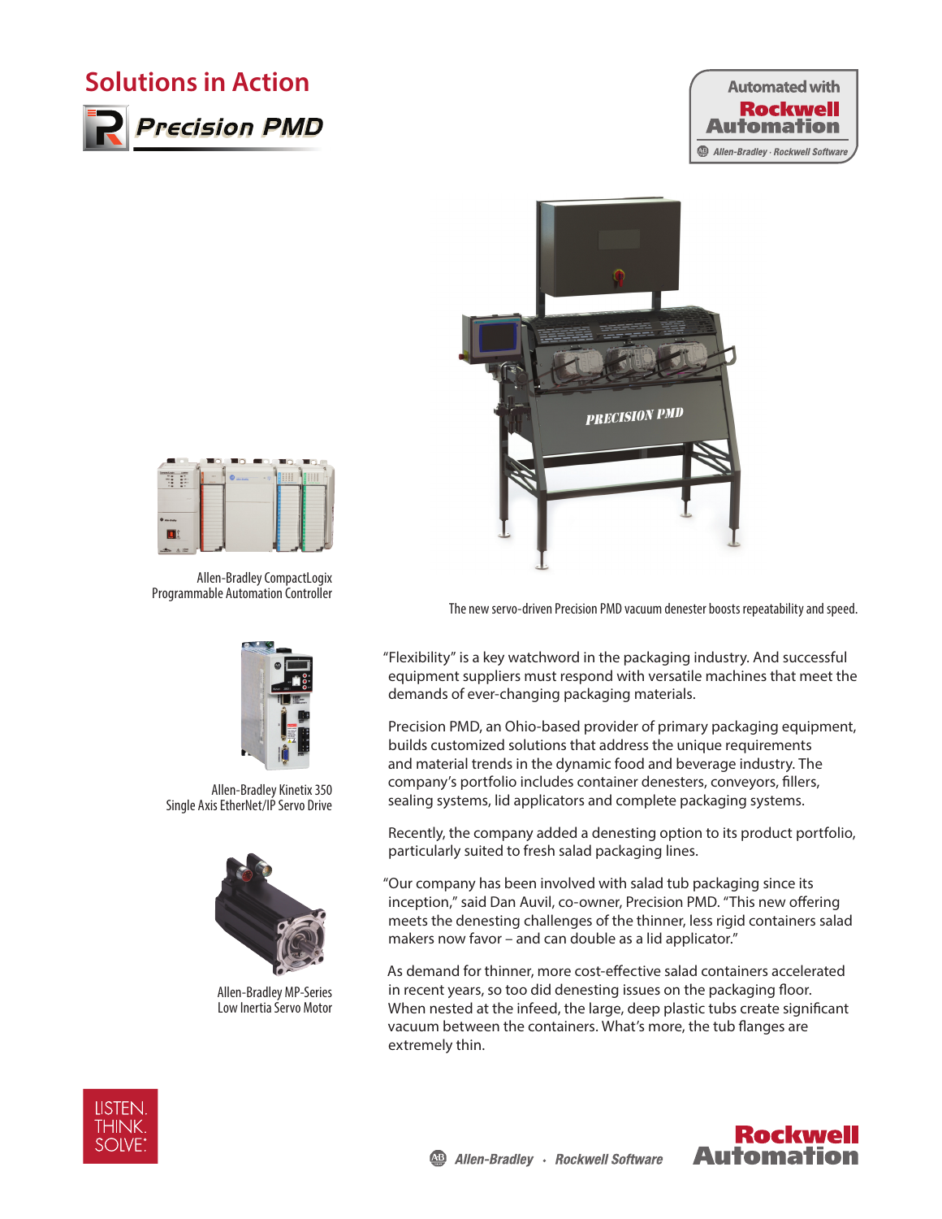# Solutions in Action

## Precision PMD

Automated with Rockwell Automation

Allen-Bradley · Rockwell Software

The new servo-driven Precision PMD vacuum denester boosts repeatability and speed.

Allen-Bradley CompactLogix Programmable Automation Controller

Allen-Bradley Kinetix 350 Single Axis EtherNet/IP Servo Drive

Allen-Bradley MP-Series Low Inertia Servo Motor

"Flexibility" is a key watchword in the packaging industry. And successful equipment suppliers must respond with versatile machines that meet the demands of ever-changing packaging materials.

Precision PMD, an Ohio-based provider of primary packaging equipment, builds customized solutions that address the unique requirements and material trends in the dynamic food and beverage industry. The company's portfolio includes container denesters, conveyors, fillers, sealing systems, lid applicators and complete packaging systems.

Recently, the company added a denesting option to its product portfolio, particularly suited to fresh salad packaging lines.

"Our company has been involved with salad tub packaging since its inception," said Dan Auvil, co-owner, Precision PMD. "This new offering meets the denesting challenges of the thinner, less rigid containers salad makers now favor – and can double as a lid applicator."

As demand for thinner, more cost-effective salad containers accelerated in recent years, so too did denesting issues on the packaging floor. When nested at the infeed, the large, deep plastic tubs create significant vacuum between the containers. What's more, the tub flanges are extremely thin.

LISTEN. THINK. SOLVE.

Allen-Bradley · Rockwell Software

Rockwell Automation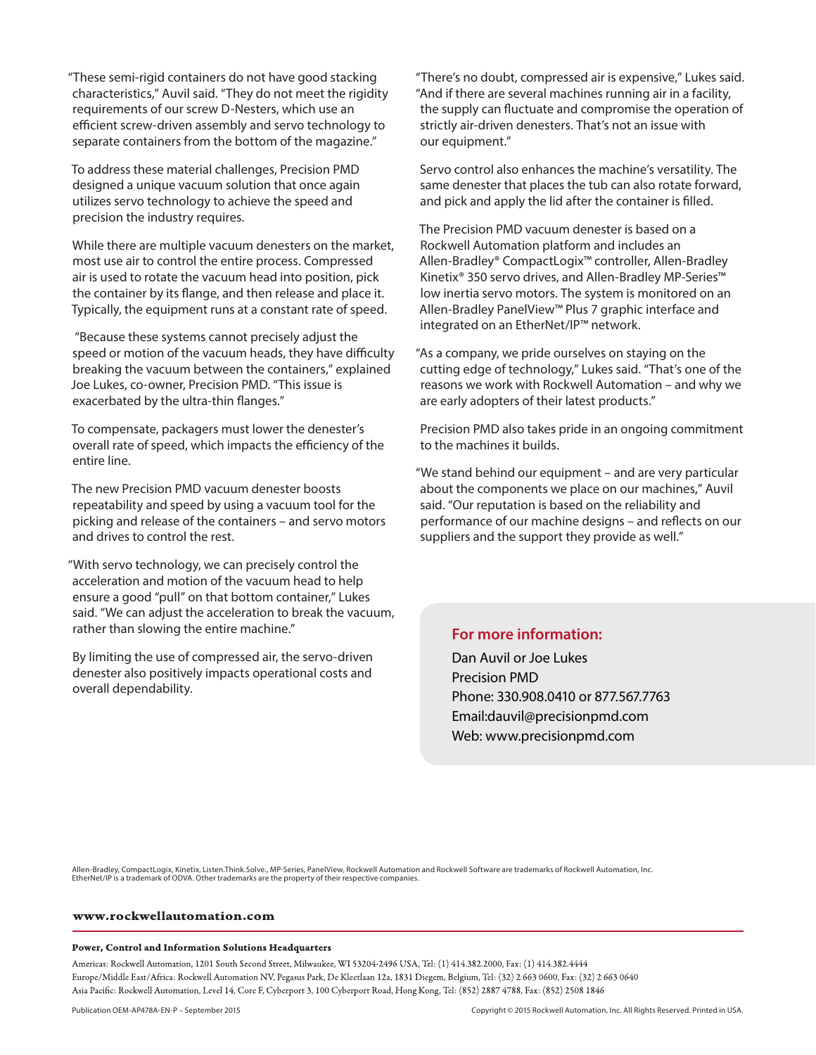"These semi-rigid containers do not have good stacking characteristics," Auvil said. "They do not meet the rigidity requirements of our screw D-Nesters, which use an efficient screw-driven assembly and servo technology to separate containers from the bottom of the magazine."

To address these material challenges, Precision PMD designed a unique vacuum solution that once again utilizes servo technology to achieve the speed and precision the industry requires.

While there are multiple vacuum denesters on the market, most use air to control the entire process. Compressed air is used to rotate the vacuum head into position, pick the container by its flange, and then release and place it. Typically, the equipment runs at a constant rate of speed.

"Because these systems cannot precisely adjust the speed or motion of the vacuum heads, they have difficulty breaking the vacuum between the containers," explained Joe Lukes, co-owner, Precision PMD. "This issue is exacerbated by the ultra-thin flanges."

To compensate, packagers must lower the denester's overall rate of speed, which impacts the efficiency of the entire line.

The new Precision PMD vacuum denester boosts repeatability and speed by using a vacuum tool for the picking and release of the containers – and servo motors and drives to control the rest.

"With servo technology, we can precisely control the acceleration and motion of the vacuum head to help ensure a good "pull" on that bottom container," Lukes said. "We can adjust the acceleration to break the vacuum, rather than slowing the entire machine."

By limiting the use of compressed air, the servo-driven denester also positively impacts operational costs and overall dependability.

"There's no doubt, compressed air is expensive," Lukes said. "And if there are several machines running air in a facility, the supply can fluctuate and compromise the operation of strictly air-driven denesters. That's not an issue with our equipment."

Servo control also enhances the machine's versatility. The same denester that places the tub can also rotate forward, and pick and apply the lid after the container is filled.

The Precision PMD vacuum denester is based on a Rockwell Automation platform and includes an Allen-Bradley® CompactLogix™ controller, Allen-Bradley Kinetix® 350 servo drives, and Allen-Bradley MP-Series™ low inertia servo motors. The system is monitored on an Allen-Bradley PanelView™ Plus 7 graphic interface and integrated on an EtherNet/IP™ network.

"As a company, we pride ourselves on staying on the cutting edge of technology," Lukes said. "That's one of the reasons we work with Rockwell Automation – and why we are early adopters of their latest products."

Precision PMD also takes pride in an ongoing commitment to the machines it builds.

"We stand behind our equipment – and are very particular about the components we place on our machines," Auvil said. "Our reputation is based on the reliability and performance of our machine designs – and reflects on our suppliers and the support they provide as well."

## For more information:

Dan Auvil or Joe Lukes
Precision PMD
Phone: 330.908.0410 or 877.567.7763
Email:dauvil@precisionpmd.com
Web: www.precisionpmd.com

Allen-Bradley, CompactLogix, Kinetix, Listen.Think.Solve., MP-Series, PanelView, Rockwell Automation and Rockwell Software are trademarks of Rockwell Automation, Inc.
EtherNet/IP is a trademark of ODVA. Other trademarks are the property of their respective companies.

**www.rockwellautomation.com**

**Power, Control and Information Solutions Headquarters**

Americas: Rockwell Automation, 1201 South Second Street, Milwaukee, WI 53204-2496 USA, Tel: (1) 414.382.2000, Fax: (1) 414.382.4444
Europe/Middle East/Africa: Rockwell Automation NV, Pegasus Park, De Kleetlaan 12a, 1831 Diegem, Belgium, Tel: (32) 2 663 0600, Fax: (32) 2 663 0640
Asia Pacific: Rockwell Automation, Level 14, Core F, Cyberport 3, 100 Cyberport Road, Hong Kong, Tel: (852) 2887 4788, Fax: (852) 2508 1846

Publication OEM-AP478A-EN-P – September 2015

Copyright © 2015 Rockwell Automation, Inc. All Rights Reserved. Printed in USA.